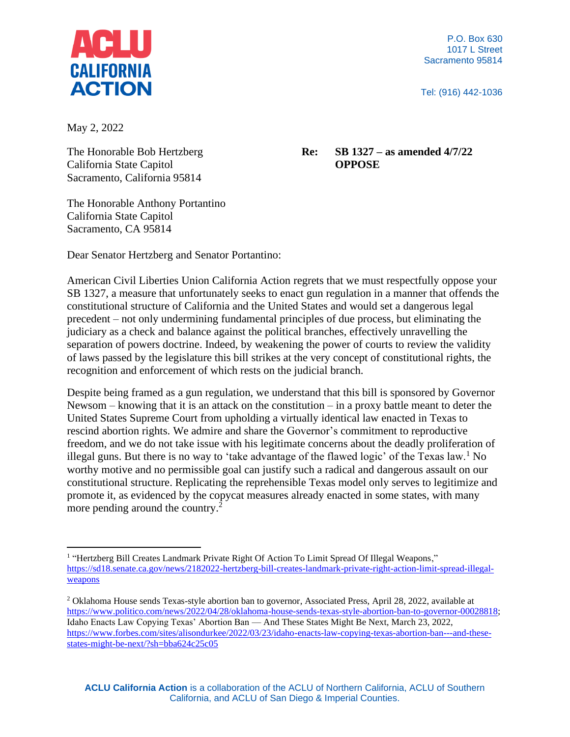**ACLU CALIFORNIA ACTION**

P.O. Box 630
1017 L Street
Sacramento 95814

Tel: (916) 442-1036

May 2, 2022

The Honorable Bob Hertzberg
California State Capitol
Sacramento, California 95814

The Honorable Anthony Portantino
California State Capitol
Sacramento, CA 95814

**Re: SB 1327 – as amended 4/7/22**
**OPPOSE**

Dear Senator Hertzberg and Senator Portantino:

American Civil Liberties Union California Action regrets that we must respectfully oppose your SB 1327, a measure that unfortunately seeks to enact gun regulation in a manner that offends the constitutional structure of California and the United States and would set a dangerous legal precedent – not only undermining fundamental principles of due process, but eliminating the judiciary as a check and balance against the political branches, effectively unravelling the separation of powers doctrine. Indeed, by weakening the power of courts to review the validity of laws passed by the legislature this bill strikes at the very concept of constitutional rights, the recognition and enforcement of which rests on the judicial branch.

Despite being framed as a gun regulation, we understand that this bill is sponsored by Governor Newsom – knowing that it is an attack on the constitution – in a proxy battle meant to deter the United States Supreme Court from upholding a virtually identical law enacted in Texas to rescind abortion rights. We admire and share the Governor's commitment to reproductive freedom, and we do not take issue with his legitimate concerns about the deadly proliferation of illegal guns. But there is no way to 'take advantage of the flawed logic' of the Texas law.[1] No worthy motive and no permissible goal can justify such a radical and dangerous assault on our constitutional structure. Replicating the reprehensible Texas model only serves to legitimize and promote it, as evidenced by the copycat measures already enacted in some states, with many more pending around the country.[2]

---

[1] "Hertzberg Bill Creates Landmark Private Right Of Action To Limit Spread Of Illegal Weapons," https://sd18.senate.ca.gov/news/2182022-hertzberg-bill-creates-landmark-private-right-action-limit-spread-illegal-weapons

[2] Oklahoma House sends Texas-style abortion ban to governor, Associated Press, April 28, 2022, available at https://www.politico.com/news/2022/04/28/oklahoma-house-sends-texas-style-abortion-ban-to-governor-00028818; Idaho Enacts Law Copying Texas' Abortion Ban — And These States Might Be Next, March 23, 2022, https://www.forbes.com/sites/alisondurkee/2022/03/23/idaho-enacts-law-copying-texas-abortion-ban---and-these-states-might-be-next/?sh=bba624c25c05

**ACLU California Action** is a collaboration of the ACLU of Northern California, ACLU of Southern California, and ACLU of San Diego & Imperial Counties.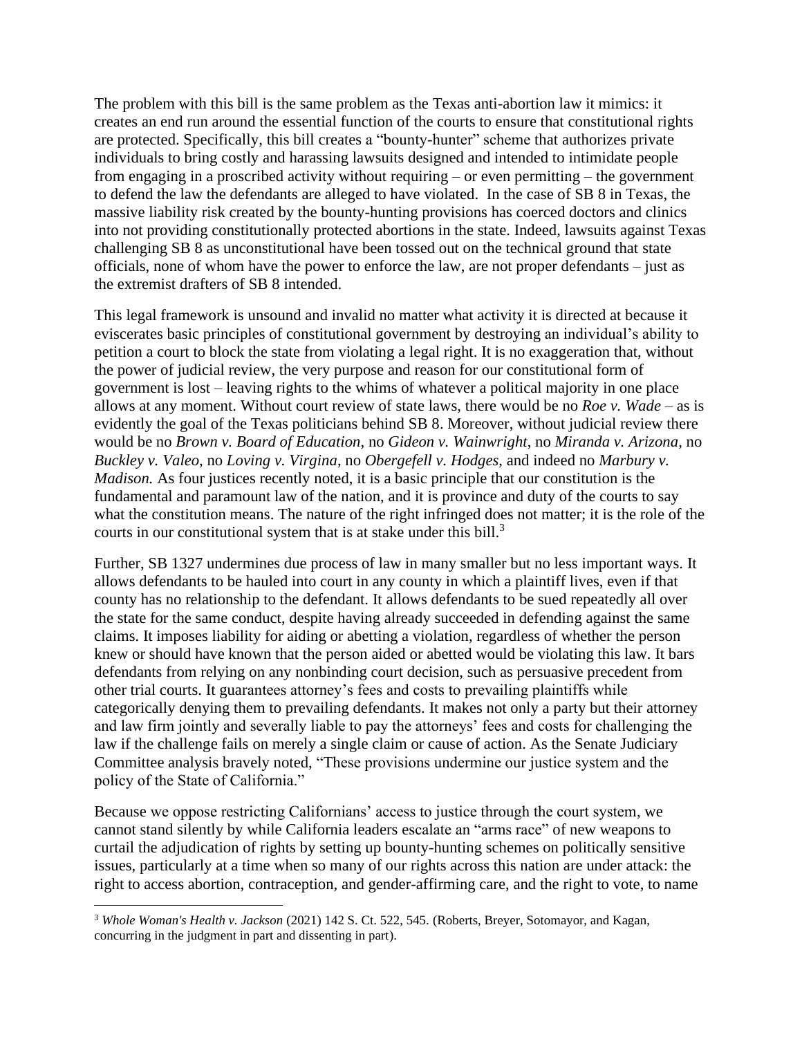The problem with this bill is the same problem as the Texas anti-abortion law it mimics: it creates an end run around the essential function of the courts to ensure that constitutional rights are protected. Specifically, this bill creates a "bounty-hunter" scheme that authorizes private individuals to bring costly and harassing lawsuits designed and intended to intimidate people from engaging in a proscribed activity without requiring – or even permitting – the government to defend the law the defendants are alleged to have violated. In the case of SB 8 in Texas, the massive liability risk created by the bounty-hunting provisions has coerced doctors and clinics into not providing constitutionally protected abortions in the state. Indeed, lawsuits against Texas challenging SB 8 as unconstitutional have been tossed out on the technical ground that state officials, none of whom have the power to enforce the law, are not proper defendants – just as the extremist drafters of SB 8 intended.

This legal framework is unsound and invalid no matter what activity it is directed at because it eviscerates basic principles of constitutional government by destroying an individual's ability to petition a court to block the state from violating a legal right. It is no exaggeration that, without the power of judicial review, the very purpose and reason for our constitutional form of government is lost – leaving rights to the whims of whatever a political majority in one place allows at any moment. Without court review of state laws, there would be no *Roe v. Wade* – as is evidently the goal of the Texas politicians behind SB 8. Moreover, without judicial review there would be no *Brown v. Board of Education*, no *Gideon v. Wainwright*, no *Miranda v. Arizona*, no *Buckley v. Valeo*, no *Loving v. Virgina*, no *Obergefell v. Hodges*, and indeed no *Marbury v. Madison.* As four justices recently noted, it is a basic principle that our constitution is the fundamental and paramount law of the nation, and it is province and duty of the courts to say what the constitution means. The nature of the right infringed does not matter; it is the role of the courts in our constitutional system that is at stake under this bill.[3]

Further, SB 1327 undermines due process of law in many smaller but no less important ways. It allows defendants to be hauled into court in any county in which a plaintiff lives, even if that county has no relationship to the defendant. It allows defendants to be sued repeatedly all over the state for the same conduct, despite having already succeeded in defending against the same claims. It imposes liability for aiding or abetting a violation, regardless of whether the person knew or should have known that the person aided or abetted would be violating this law. It bars defendants from relying on any nonbinding court decision, such as persuasive precedent from other trial courts. It guarantees attorney's fees and costs to prevailing plaintiffs while categorically denying them to prevailing defendants. It makes not only a party but their attorney and law firm jointly and severally liable to pay the attorneys' fees and costs for challenging the law if the challenge fails on merely a single claim or cause of action. As the Senate Judiciary Committee analysis bravely noted, "These provisions undermine our justice system and the policy of the State of California."

Because we oppose restricting Californians' access to justice through the court system, we cannot stand silently by while California leaders escalate an "arms race" of new weapons to curtail the adjudication of rights by setting up bounty-hunting schemes on politically sensitive issues, particularly at a time when so many of our rights across this nation are under attack: the right to access abortion, contraception, and gender-affirming care, and the right to vote, to name

---

[3] *Whole Woman's Health v. Jackson* (2021) 142 S. Ct. 522, 545. (Roberts, Breyer, Sotomayor, and Kagan, concurring in the judgment in part and dissenting in part).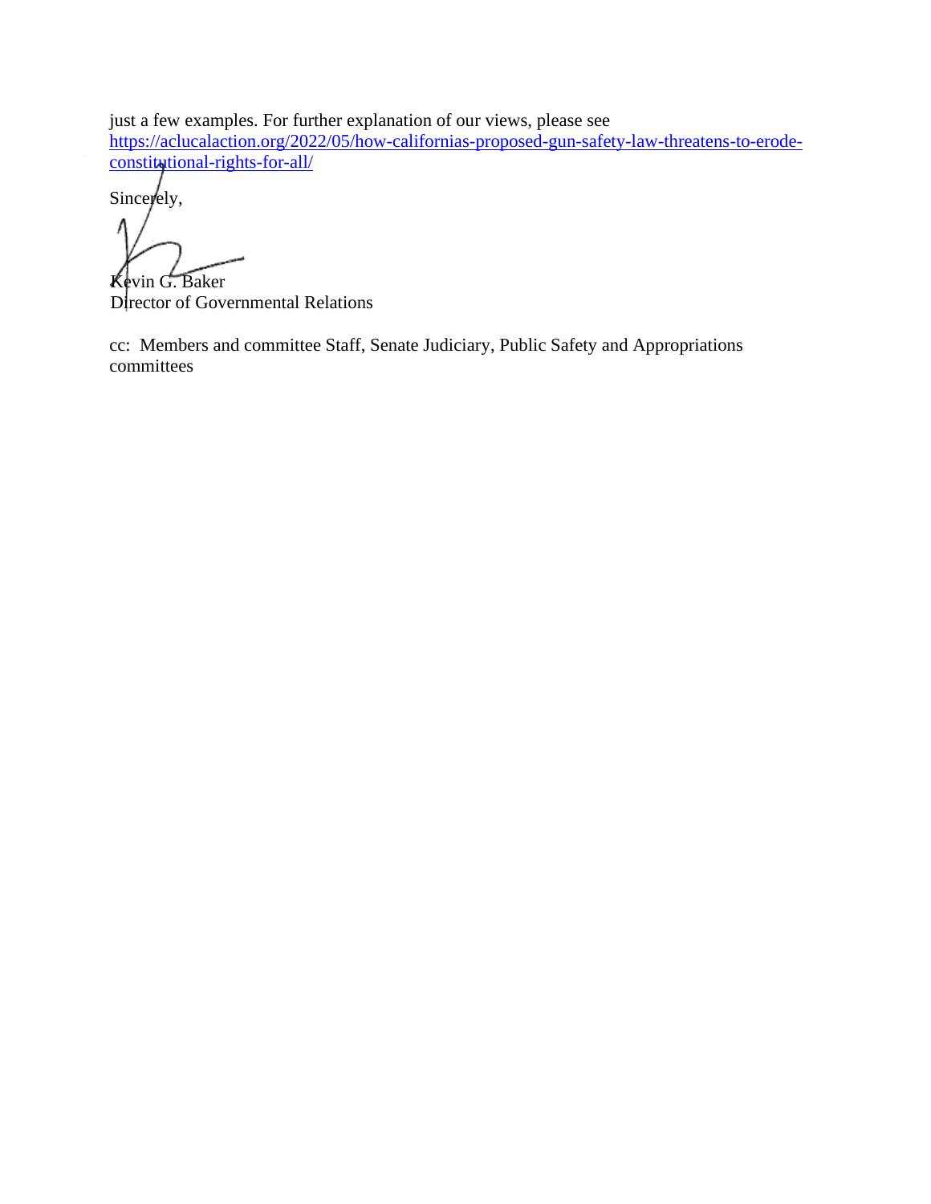just a few examples. For further explanation of our views, please see https://aclucalaction.org/2022/05/how-californias-proposed-gun-safety-law-threatens-to-erode-constitutional-rights-for-all/

Sincerely,

Kevin G. Baker
Director of Governmental Relations

cc: Members and committee Staff, Senate Judiciary, Public Safety and Appropriations committees